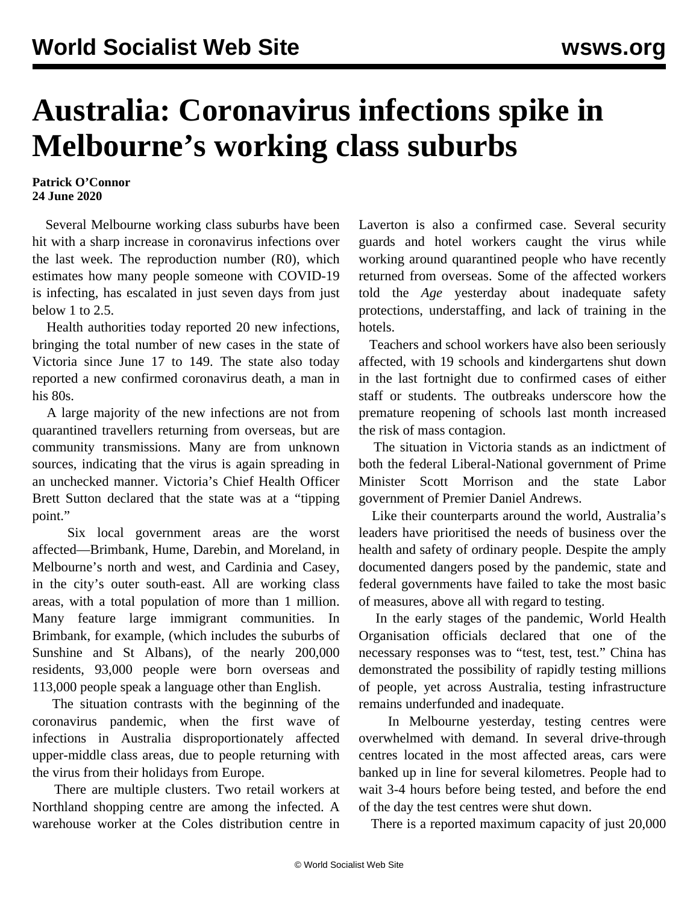# Australia: Coronavirus infections spike in Melbourne's working class suburbs

**Patrick O'Connor**
**24 June 2020**

Several Melbourne working class suburbs have been hit with a sharp increase in coronavirus infections over the last week. The reproduction number (R0), which estimates how many people someone with COVID-19 is infecting, has escalated in just seven days from just below 1 to 2.5.

Health authorities today reported 20 new infections, bringing the total number of new cases in the state of Victoria since June 17 to 149. The state also today reported a new confirmed coronavirus death, a man in his 80s.

A large majority of the new infections are not from quarantined travellers returning from overseas, but are community transmissions. Many are from unknown sources, indicating that the virus is again spreading in an unchecked manner. Victoria's Chief Health Officer Brett Sutton declared that the state was at a "tipping point."

Six local government areas are the worst affected—Brimbank, Hume, Darebin, and Moreland, in Melbourne's north and west, and Cardinia and Casey, in the city's outer south-east. All are working class areas, with a total population of more than 1 million. Many feature large immigrant communities. In Brimbank, for example, (which includes the suburbs of Sunshine and St Albans), of the nearly 200,000 residents, 93,000 people were born overseas and 113,000 people speak a language other than English.

The situation contrasts with the beginning of the coronavirus pandemic, when the first wave of infections in Australia disproportionately affected upper-middle class areas, due to people returning with the virus from their holidays from Europe.

There are multiple clusters. Two retail workers at Northland shopping centre are among the infected. A warehouse worker at the Coles distribution centre in Laverton is also a confirmed case. Several security guards and hotel workers caught the virus while working around quarantined people who have recently returned from overseas. Some of the affected workers told the *Age* yesterday about inadequate safety protections, understaffing, and lack of training in the hotels.

Teachers and school workers have also been seriously affected, with 19 schools and kindergartens shut down in the last fortnight due to confirmed cases of either staff or students. The outbreaks underscore how the premature reopening of schools last month increased the risk of mass contagion.

The situation in Victoria stands as an indictment of both the federal Liberal-National government of Prime Minister Scott Morrison and the state Labor government of Premier Daniel Andrews.

Like their counterparts around the world, Australia's leaders have prioritised the needs of business over the health and safety of ordinary people. Despite the amply documented dangers posed by the pandemic, state and federal governments have failed to take the most basic of measures, above all with regard to testing.

In the early stages of the pandemic, World Health Organisation officials declared that one of the necessary responses was to "test, test, test." China has demonstrated the possibility of rapidly testing millions of people, yet across Australia, testing infrastructure remains underfunded and inadequate.

In Melbourne yesterday, testing centres were overwhelmed with demand. In several drive-through centres located in the most affected areas, cars were banked up in line for several kilometres. People had to wait 3-4 hours before being tested, and before the end of the day the test centres were shut down.

There is a reported maximum capacity of just 20,000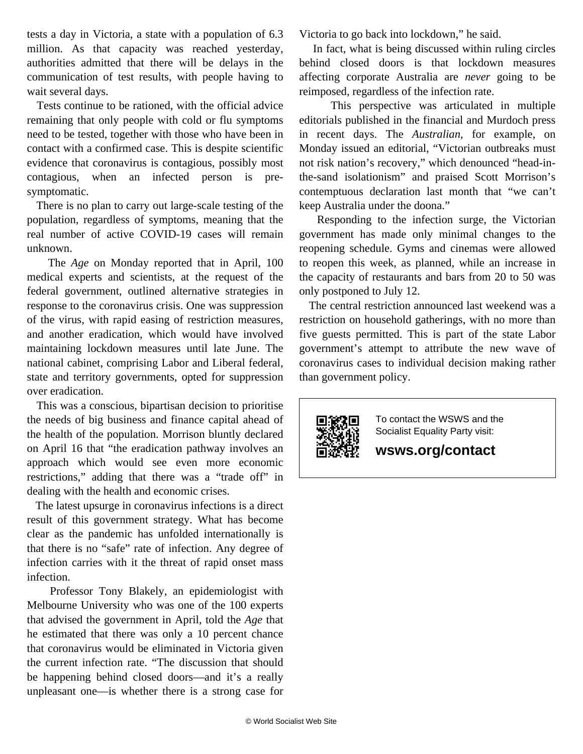tests a day in Victoria, a state with a population of 6.3 million. As that capacity was reached yesterday, authorities admitted that there will be delays in the communication of test results, with people having to wait several days.

Tests continue to be rationed, with the official advice remaining that only people with cold or flu symptoms need to be tested, together with those who have been in contact with a confirmed case. This is despite scientific evidence that coronavirus is contagious, possibly most contagious, when an infected person is pre-symptomatic.

There is no plan to carry out large-scale testing of the population, regardless of symptoms, meaning that the real number of active COVID-19 cases will remain unknown.

The *Age* on Monday reported that in April, 100 medical experts and scientists, at the request of the federal government, outlined alternative strategies in response to the coronavirus crisis. One was suppression of the virus, with rapid easing of restriction measures, and another eradication, which would have involved maintaining lockdown measures until late June. The national cabinet, comprising Labor and Liberal federal, state and territory governments, opted for suppression over eradication.

This was a conscious, bipartisan decision to prioritise the needs of big business and finance capital ahead of the health of the population. Morrison bluntly declared on April 16 that "the eradication pathway involves an approach which would see even more economic restrictions," adding that there was a "trade off" in dealing with the health and economic crises.

The latest upsurge in coronavirus infections is a direct result of this government strategy. What has become clear as the pandemic has unfolded internationally is that there is no "safe" rate of infection. Any degree of infection carries with it the threat of rapid onset mass infection.

Professor Tony Blakely, an epidemiologist with Melbourne University who was one of the 100 experts that advised the government in April, told the *Age* that he estimated that there was only a 10 percent chance that coronavirus would be eliminated in Victoria given the current infection rate. "The discussion that should be happening behind closed doors—and it's a really unpleasant one—is whether there is a strong case for Victoria to go back into lockdown," he said.

In fact, what is being discussed within ruling circles behind closed doors is that lockdown measures affecting corporate Australia are *never* going to be reimposed, regardless of the infection rate.

This perspective was articulated in multiple editorials published in the financial and Murdoch press in recent days. The *Australian*, for example, on Monday issued an editorial, "Victorian outbreaks must not risk nation's recovery," which denounced "head-in-the-sand isolationism" and praised Scott Morrison's contemptuous declaration last month that "we can't keep Australia under the doona."

Responding to the infection surge, the Victorian government has made only minimal changes to the reopening schedule. Gyms and cinemas were allowed to reopen this week, as planned, while an increase in the capacity of restaurants and bars from 20 to 50 was only postponed to July 12.

The central restriction announced last weekend was a restriction on household gatherings, with no more than five guests permitted. This is part of the state Labor government's attempt to attribute the new wave of coronavirus cases to individual decision making rather than government policy.

To contact the WSWS and the Socialist Equality Party visit:

**wsws.org/contact**